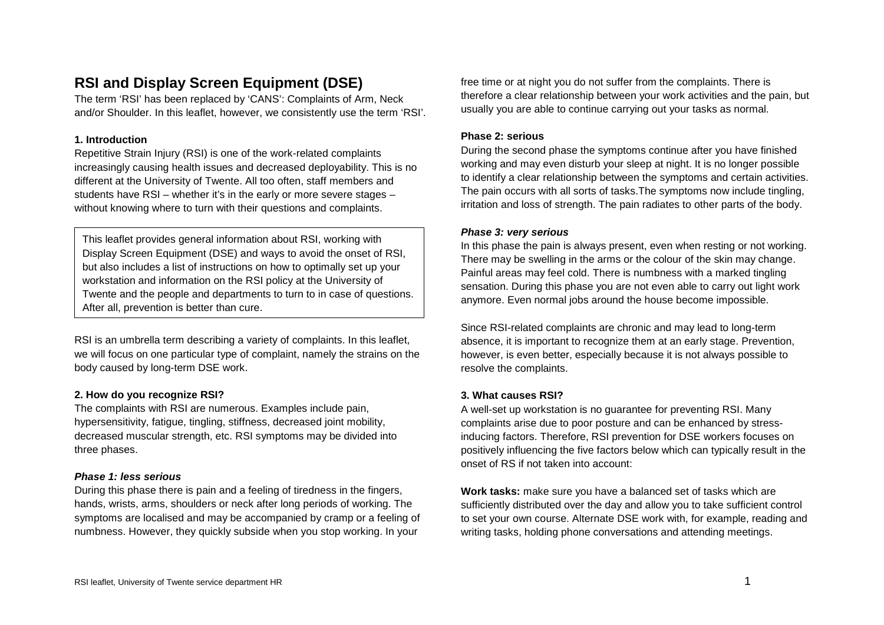# RSI and Display Screen Equipment (DSE)

The term 'RSI' has been replaced by 'CANS': Complaints of Arm, Neck and/or Shoulder. In this leaflet, however, we consistently use the term 'RSI'.

### 1. Introduction

Repetitive Strain Injury (RSI) is one of the work-related complaints increasingly causing health issues and decreased deployability. This is no different at the University of Twente. All too often, staff members and students have RSI – whether it's in the early or more severe stages – without knowing where to turn with their questions and complaints.

> This leaflet provides general information about RSI, working with Display Screen Equipment (DSE) and ways to avoid the onset of RSI, but also includes a list of instructions on how to optimally set up your workstation and information on the RSI policy at the University of Twente and the people and departments to turn to in case of questions. After all, prevention is better than cure.

RSI is an umbrella term describing a variety of complaints. In this leaflet, we will focus on one particular type of complaint, namely the strains on the body caused by long-term DSE work.

### 2. How do you recognize RSI?

The complaints with RSI are numerous. Examples include pain, hypersensitivity, fatigue, tingling, stiffness, decreased joint mobility, decreased muscular strength, etc. RSI symptoms may be divided into three phases.

#### *Phase 1: less serious*

During this phase there is pain and a feeling of tiredness in the fingers, hands, wrists, arms, shoulders or neck after long periods of working. The symptoms are localised and may be accompanied by cramp or a feeling of numbness. However, they quickly subside when you stop working. In your free time or at night you do not suffer from the complaints. There is therefore a clear relationship between your work activities and the pain, but usually you are able to continue carrying out your tasks as normal.

#### Phase 2: serious

During the second phase the symptoms continue after you have finished working and may even disturb your sleep at night. It is no longer possible to identify a clear relationship between the symptoms and certain activities. The pain occurs with all sorts of tasks.The symptoms now include tingling, irritation and loss of strength. The pain radiates to other parts of the body.

#### *Phase 3: very serious*

In this phase the pain is always present, even when resting or not working. There may be swelling in the arms or the colour of the skin may change. Painful areas may feel cold. There is numbness with a marked tingling sensation. During this phase you are not even able to carry out light work anymore. Even normal jobs around the house become impossible.

Since RSI-related complaints are chronic and may lead to long-term absence, it is important to recognize them at an early stage. Prevention, however, is even better, especially because it is not always possible to resolve the complaints.

### 3. What causes RSI?

A well-set up workstation is no guarantee for preventing RSI. Many complaints arise due to poor posture and can be enhanced by stress-inducing factors. Therefore, RSI prevention for DSE workers focuses on positively influencing the five factors below which can typically result in the onset of RS if not taken into account:

**Work tasks:** make sure you have a balanced set of tasks which are sufficiently distributed over the day and allow you to take sufficient control to set your own course. Alternate DSE work with, for example, reading and writing tasks, holding phone conversations and attending meetings.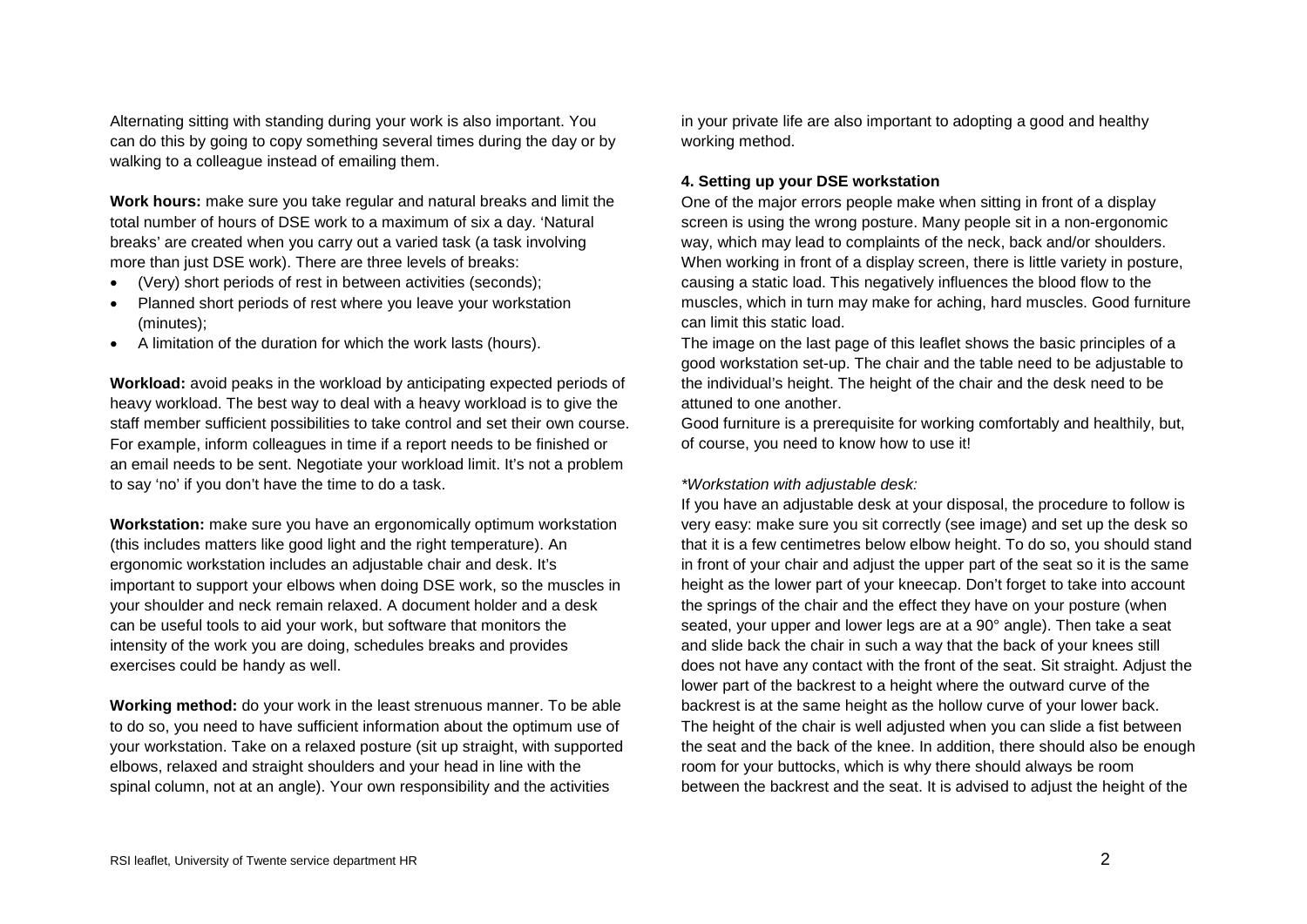Alternating sitting with standing during your work is also important. You can do this by going to copy something several times during the day or by walking to a colleague instead of emailing them.

**Work hours:** make sure you take regular and natural breaks and limit the total number of hours of DSE work to a maximum of six a day. 'Natural breaks' are created when you carry out a varied task (a task involving more than just DSE work). There are three levels of breaks:

- (Very) short periods of rest in between activities (seconds);
- Planned short periods of rest where you leave your workstation (minutes);
- A limitation of the duration for which the work lasts (hours).

**Workload:** avoid peaks in the workload by anticipating expected periods of heavy workload. The best way to deal with a heavy workload is to give the staff member sufficient possibilities to take control and set their own course. For example, inform colleagues in time if a report needs to be finished or an email needs to be sent. Negotiate your workload limit. It's not a problem to say 'no' if you don't have the time to do a task.

**Workstation:** make sure you have an ergonomically optimum workstation (this includes matters like good light and the right temperature). An ergonomic workstation includes an adjustable chair and desk. It's important to support your elbows when doing DSE work, so the muscles in your shoulder and neck remain relaxed. A document holder and a desk can be useful tools to aid your work, but software that monitors the intensity of the work you are doing, schedules breaks and provides exercises could be handy as well.

**Working method:** do your work in the least strenuous manner. To be able to do so, you need to have sufficient information about the optimum use of your workstation. Take on a relaxed posture (sit up straight, with supported elbows, relaxed and straight shoulders and your head in line with the spinal column, not at an angle). Your own responsibility and the activities in your private life are also important to adopting a good and healthy working method.

#### 4. Setting up your DSE workstation

One of the major errors people make when sitting in front of a display screen is using the wrong posture. Many people sit in a non-ergonomic way, which may lead to complaints of the neck, back and/or shoulders. When working in front of a display screen, there is little variety in posture, causing a static load. This negatively influences the blood flow to the muscles, which in turn may make for aching, hard muscles. Good furniture can limit this static load.

The image on the last page of this leaflet shows the basic principles of a good workstation set-up. The chair and the table need to be adjustable to the individual's height. The height of the chair and the desk need to be attuned to one another.

Good furniture is a prerequisite for working comfortably and healthily, but, of course, you need to know how to use it!

*\*Workstation with adjustable desk:*

If you have an adjustable desk at your disposal, the procedure to follow is very easy: make sure you sit correctly (see image) and set up the desk so that it is a few centimetres below elbow height. To do so, you should stand in front of your chair and adjust the upper part of the seat so it is the same height as the lower part of your kneecap. Don't forget to take into account the springs of the chair and the effect they have on your posture (when seated, your upper and lower legs are at a 90° angle). Then take a seat and slide back the chair in such a way that the back of your knees still does not have any contact with the front of the seat. Sit straight. Adjust the lower part of the backrest to a height where the outward curve of the backrest is at the same height as the hollow curve of your lower back. The height of the chair is well adjusted when you can slide a fist between the seat and the back of the knee. In addition, there should also be enough room for your buttocks, which is why there should always be room between the backrest and the seat. It is advised to adjust the height of the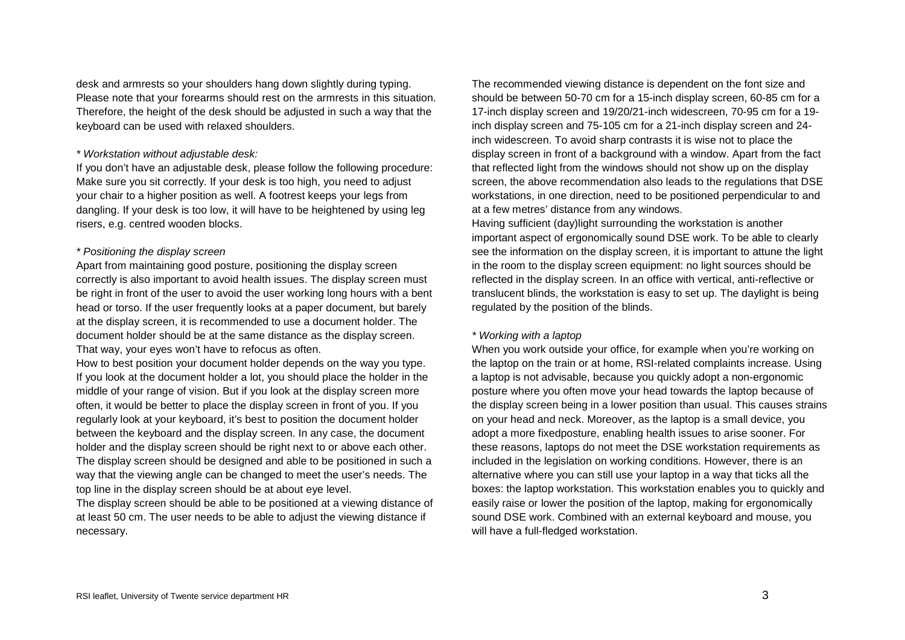desk and armrests so your shoulders hang down slightly during typing. Please note that your forearms should rest on the armrests in this situation. Therefore, the height of the desk should be adjusted in such a way that the keyboard can be used with relaxed shoulders.

*\* Workstation without adjustable desk:*

If you don't have an adjustable desk, please follow the following procedure: Make sure you sit correctly. If your desk is too high, you need to adjust your chair to a higher position as well. A footrest keeps your legs from dangling. If your desk is too low, it will have to be heightened by using leg risers, e.g. centred wooden blocks.

*\* Positioning the display screen*

Apart from maintaining good posture, positioning the display screen correctly is also important to avoid health issues. The display screen must be right in front of the user to avoid the user working long hours with a bent head or torso. If the user frequently looks at a paper document, but barely at the display screen, it is recommended to use a document holder. The document holder should be at the same distance as the display screen. That way, your eyes won't have to refocus as often.

How to best position your document holder depends on the way you type. If you look at the document holder a lot, you should place the holder in the middle of your range of vision. But if you look at the display screen more often, it would be better to place the display screen in front of you. If you regularly look at your keyboard, it's best to position the document holder between the keyboard and the display screen. In any case, the document holder and the display screen should be right next to or above each other. The display screen should be designed and able to be positioned in such a way that the viewing angle can be changed to meet the user's needs. The top line in the display screen should be at about eye level.

The display screen should be able to be positioned at a viewing distance of at least 50 cm. The user needs to be able to adjust the viewing distance if necessary.

The recommended viewing distance is dependent on the font size and should be between 50-70 cm for a 15-inch display screen, 60-85 cm for a 17-inch display screen and 19/20/21-inch widescreen, 70-95 cm for a 19-inch display screen and 75-105 cm for a 21-inch display screen and 24-inch widescreen. To avoid sharp contrasts it is wise not to place the display screen in front of a background with a window. Apart from the fact that reflected light from the windows should not show up on the display screen, the above recommendation also leads to the regulations that DSE workstations, in one direction, need to be positioned perpendicular to and at a few metres' distance from any windows.

Having sufficient (day)light surrounding the workstation is another important aspect of ergonomically sound DSE work. To be able to clearly see the information on the display screen, it is important to attune the light in the room to the display screen equipment: no light sources should be reflected in the display screen. In an office with vertical, anti-reflective or translucent blinds, the workstation is easy to set up. The daylight is being regulated by the position of the blinds.

*\* Working with a laptop*

When you work outside your office, for example when you're working on the laptop on the train or at home, RSI-related complaints increase. Using a laptop is not advisable, because you quickly adopt a non-ergonomic posture where you often move your head towards the laptop because of the display screen being in a lower position than usual. This causes strains on your head and neck. Moreover, as the laptop is a small device, you adopt a more fixedposture, enabling health issues to arise sooner. For these reasons, laptops do not meet the DSE workstation requirements as included in the legislation on working conditions. However, there is an alternative where you can still use your laptop in a way that ticks all the boxes: the laptop workstation. This workstation enables you to quickly and easily raise or lower the position of the laptop, making for ergonomically sound DSE work. Combined with an external keyboard and mouse, you will have a full-fledged workstation.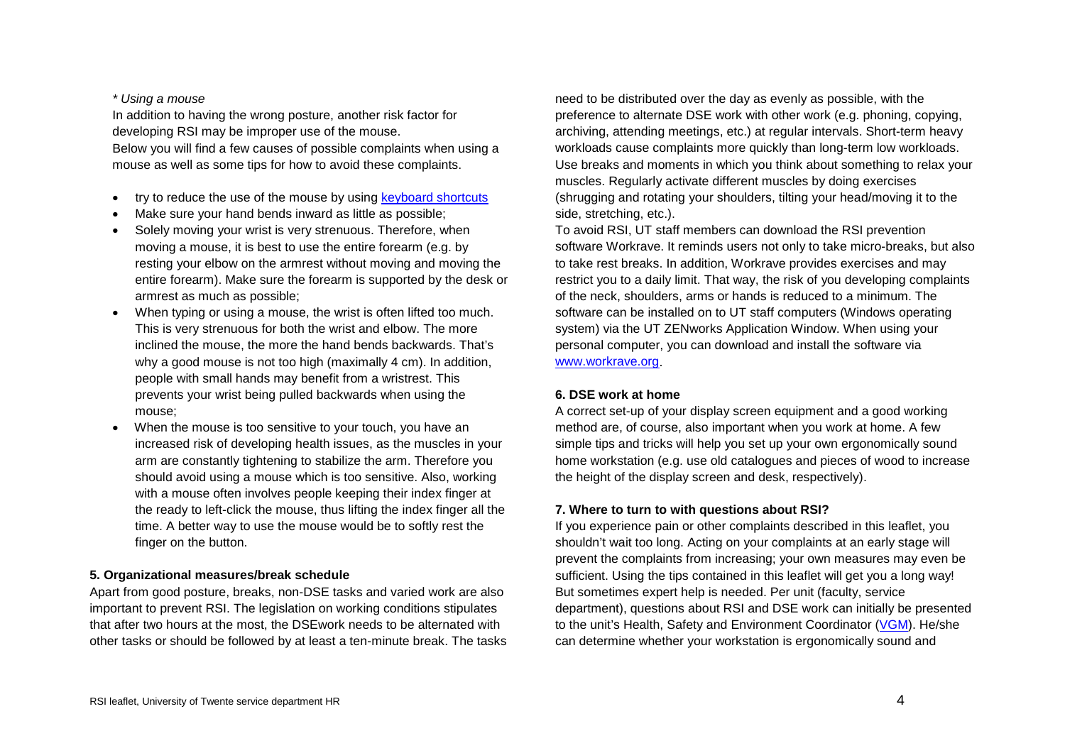*\* Using a mouse*

In addition to having the wrong posture, another risk factor for developing RSI may be improper use of the mouse.
Below you will find a few causes of possible complaints when using a mouse as well as some tips for how to avoid these complaints.

- try to reduce the use of the mouse by using keyboard shortcuts
- Make sure your hand bends inward as little as possible;
- Solely moving your wrist is very strenuous. Therefore, when moving a mouse, it is best to use the entire forearm (e.g. by resting your elbow on the armrest without moving and moving the entire forearm). Make sure the forearm is supported by the desk or armrest as much as possible;
- When typing or using a mouse, the wrist is often lifted too much. This is very strenuous for both the wrist and elbow. The more inclined the mouse, the more the hand bends backwards. That's why a good mouse is not too high (maximally 4 cm). In addition, people with small hands may benefit from a wristrest. This prevents your wrist being pulled backwards when using the mouse;
- When the mouse is too sensitive to your touch, you have an increased risk of developing health issues, as the muscles in your arm are constantly tightening to stabilize the arm. Therefore you should avoid using a mouse which is too sensitive. Also, working with a mouse often involves people keeping their index finger at the ready to left-click the mouse, thus lifting the index finger all the time. A better way to use the mouse would be to softly rest the finger on the button.

**5. Organizational measures/break schedule**

Apart from good posture, breaks, non-DSE tasks and varied work are also important to prevent RSI. The legislation on working conditions stipulates that after two hours at the most, the DSEwork needs to be alternated with other tasks or should be followed by at least a ten-minute break. The tasks need to be distributed over the day as evenly as possible, with the preference to alternate DSE work with other work (e.g. phoning, copying, archiving, attending meetings, etc.) at regular intervals. Short-term heavy workloads cause complaints more quickly than long-term low workloads. Use breaks and moments in which you think about something to relax your muscles. Regularly activate different muscles by doing exercises (shrugging and rotating your shoulders, tilting your head/moving it to the side, stretching, etc.).

To avoid RSI, UT staff members can download the RSI prevention software Workrave. It reminds users not only to take micro-breaks, but also to take rest breaks. In addition, Workrave provides exercises and may restrict you to a daily limit. That way, the risk of you developing complaints of the neck, shoulders, arms or hands is reduced to a minimum. The software can be installed on to UT staff computers (Windows operating system) via the UT ZENworks Application Window. When using your personal computer, you can download and install the software via www.workrave.org.

**6. DSE work at home**

A correct set-up of your display screen equipment and a good working method are, of course, also important when you work at home. A few simple tips and tricks will help you set up your own ergonomically sound home workstation (e.g. use old catalogues and pieces of wood to increase the height of the display screen and desk, respectively).

**7. Where to turn to with questions about RSI?**

If you experience pain or other complaints described in this leaflet, you shouldn't wait too long. Acting on your complaints at an early stage will prevent the complaints from increasing; your own measures may even be sufficient. Using the tips contained in this leaflet will get you a long way! But sometimes expert help is needed. Per unit (faculty, service department), questions about RSI and DSE work can initially be presented to the unit's Health, Safety and Environment Coordinator (VGM). He/she can determine whether your workstation is ergonomically sound and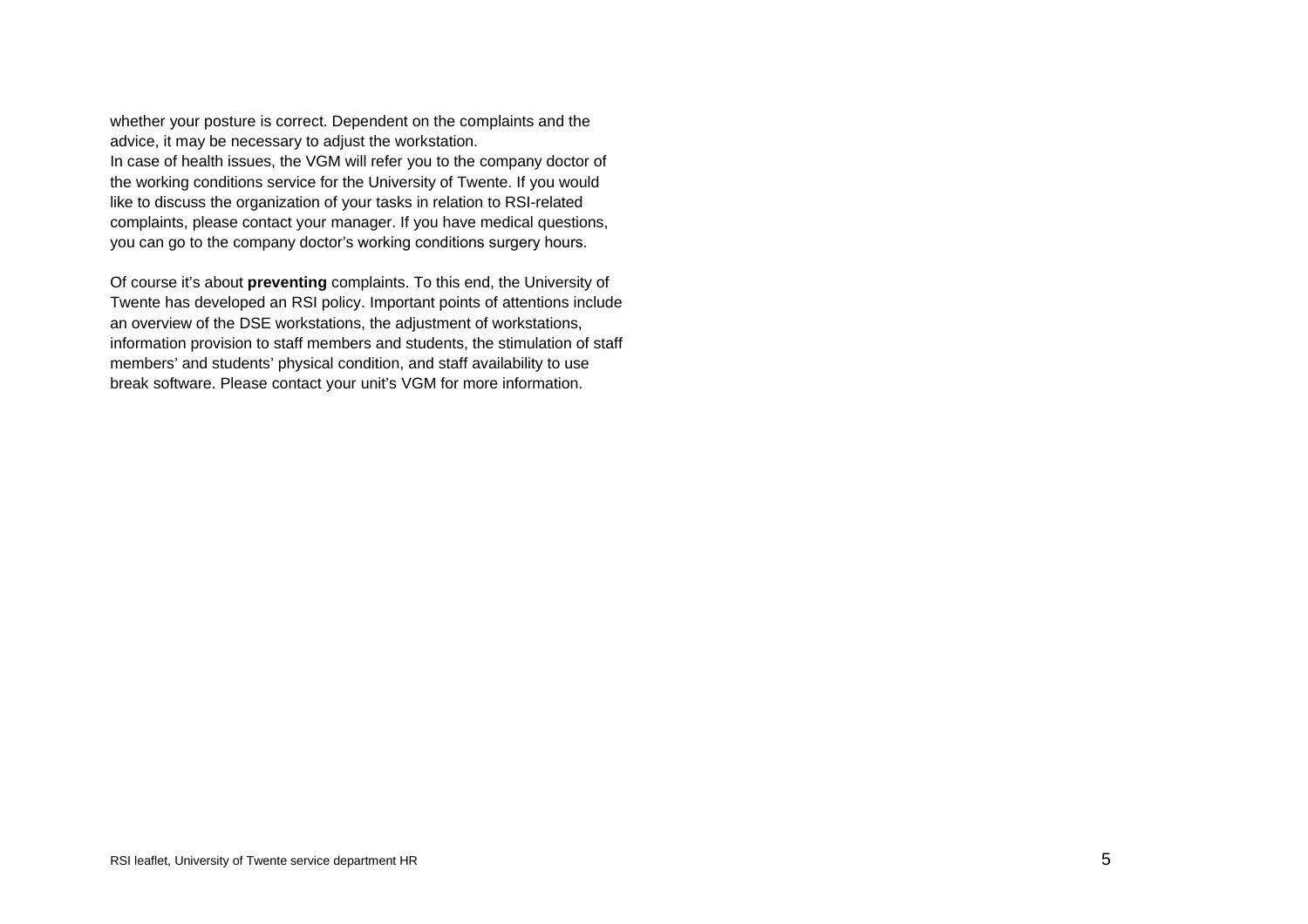whether your posture is correct. Dependent on the complaints and the advice, it may be necessary to adjust the workstation.
In case of health issues, the VGM will refer you to the company doctor of the working conditions service for the University of Twente. If you would like to discuss the organization of your tasks in relation to RSI-related complaints, please contact your manager. If you have medical questions, you can go to the company doctor's working conditions surgery hours.

Of course it's about **preventing** complaints. To this end, the University of Twente has developed an RSI policy. Important points of attentions include an overview of the DSE workstations, the adjustment of workstations, information provision to staff members and students, the stimulation of staff members' and students' physical condition, and staff availability to use break software. Please contact your unit's VGM for more information.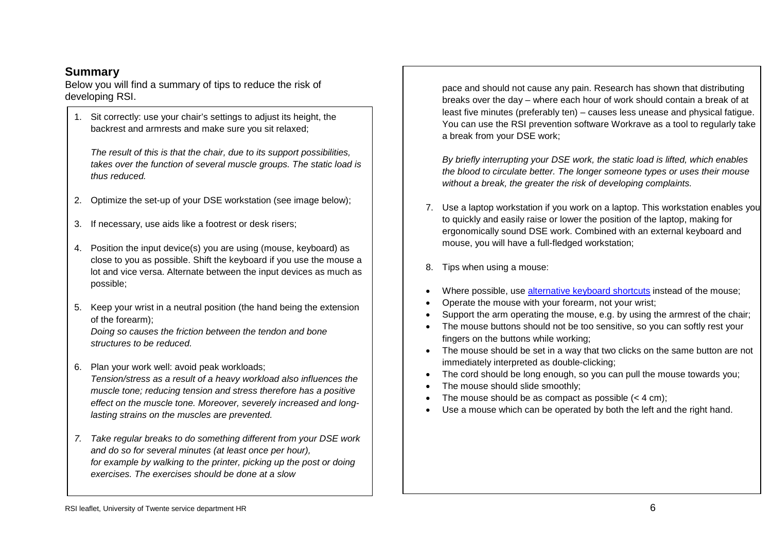## Summary

Below you will find a summary of tips to reduce the risk of developing RSI.

1. Sit correctly: use your chair's settings to adjust its height, the backrest and armrests and make sure you sit relaxed;

   *The result of this is that the chair, due to its support possibilities, takes over the function of several muscle groups. The static load is thus reduced.*

2. Optimize the set-up of your DSE workstation (see image below);

3. If necessary, use aids like a footrest or desk risers;

4. Position the input device(s) you are using (mouse, keyboard) as close to you as possible. Shift the keyboard if you use the mouse a lot and vice versa. Alternate between the input devices as much as possible;

5. Keep your wrist in a neutral position (the hand being the extension of the forearm);
   *Doing so causes the friction between the tendon and bone structures to be reduced.*

6. Plan your work well: avoid peak workloads;
   *Tension/stress as a result of a heavy workload also influences the muscle tone; reducing tension and stress therefore has a positive effect on the muscle tone. Moreover, severely increased and long-lasting strains on the muscles are prevented.*

7. *Take regular breaks to do something different from your DSE work and do so for several minutes (at least once per hour), for example by walking to the printer, picking up the post or doing exercises. The exercises should be done at a slow* pace and should not cause any pain. Research has shown that distributing breaks over the day – where each hour of work should contain a break of at least five minutes (preferably ten) – causes less unease and physical fatigue. You can use the RSI prevention software Workrave as a tool to regularly take a break from your DSE work;

   *By briefly interrupting your DSE work, the static load is lifted, which enables the blood to circulate better. The longer someone types or uses their mouse without a break, the greater the risk of developing complaints.*

7. Use a laptop workstation if you work on a laptop. This workstation enables you to quickly and easily raise or lower the position of the laptop, making for ergonomically sound DSE work. Combined with an external keyboard and mouse, you will have a full-fledged workstation;

8. Tips when using a mouse:

- Where possible, use alternative keyboard shortcuts instead of the mouse;
- Operate the mouse with your forearm, not your wrist;
- Support the arm operating the mouse, e.g. by using the armrest of the chair;
- The mouse buttons should not be too sensitive, so you can softly rest your fingers on the buttons while working;
- The mouse should be set in a way that two clicks on the same button are not immediately interpreted as double-clicking;
- The cord should be long enough, so you can pull the mouse towards you;
- The mouse should slide smoothly;
- The mouse should be as compact as possible (< 4 cm);
- Use a mouse which can be operated by both the left and the right hand.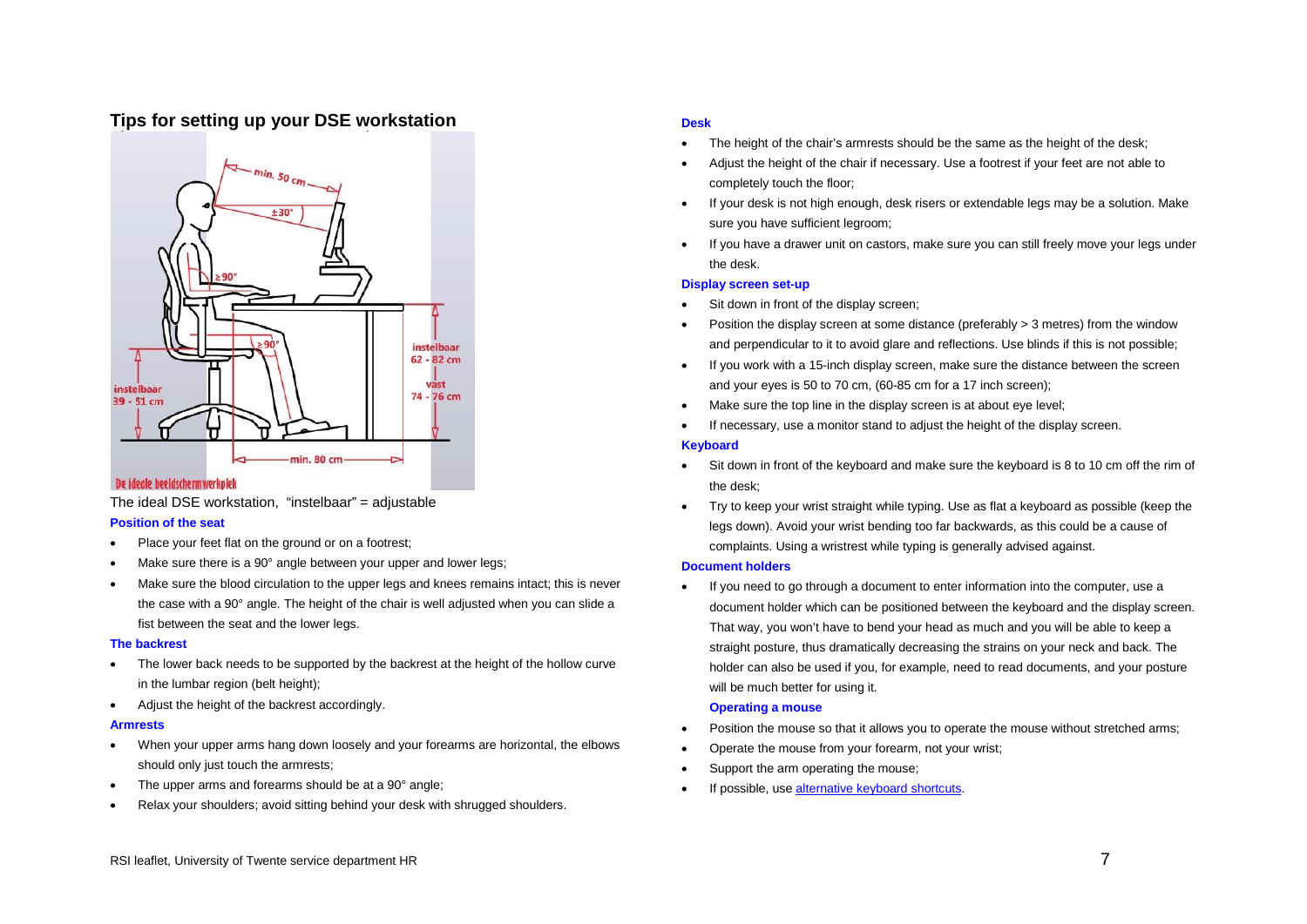## Tips for setting up your DSE workstation

min. 50 cm
±30°
≥90°
≥90°
instelbaar
62 - 82 cm
vast
74 - 76 cm
instelbaar
39 - 51 cm
min. 80 cm
De ideale beeldschermwerkplek

The ideal DSE workstation, "instelbaar" = adjustable

**Position of the seat**

- Place your feet flat on the ground or on a footrest;
- Make sure there is a 90° angle between your upper and lower legs;
- Make sure the blood circulation to the upper legs and knees remains intact; this is never the case with a 90° angle. The height of the chair is well adjusted when you can slide a fist between the seat and the lower legs.

**The backrest**

- The lower back needs to be supported by the backrest at the height of the hollow curve in the lumbar region (belt height);
- Adjust the height of the backrest accordingly.

**Armrests**

- When your upper arms hang down loosely and your forearms are horizontal, the elbows should only just touch the armrests;
- The upper arms and forearms should be at a 90° angle;
- Relax your shoulders; avoid sitting behind your desk with shrugged shoulders.

**Desk**

- The height of the chair's armrests should be the same as the height of the desk;
- Adjust the height of the chair if necessary. Use a footrest if your feet are not able to completely touch the floor;
- If your desk is not high enough, desk risers or extendable legs may be a solution. Make sure you have sufficient legroom;
- If you have a drawer unit on castors, make sure you can still freely move your legs under the desk.

**Display screen set-up**

- Sit down in front of the display screen;
- Position the display screen at some distance (preferably > 3 metres) from the window and perpendicular to it to avoid glare and reflections. Use blinds if this is not possible;
- If you work with a 15-inch display screen, make sure the distance between the screen and your eyes is 50 to 70 cm, (60-85 cm for a 17 inch screen);
- Make sure the top line in the display screen is at about eye level;
- If necessary, use a monitor stand to adjust the height of the display screen.

**Keyboard**

- Sit down in front of the keyboard and make sure the keyboard is 8 to 10 cm off the rim of the desk;
- Try to keep your wrist straight while typing. Use as flat a keyboard as possible (keep the legs down). Avoid your wrist bending too far backwards, as this could be a cause of complaints. Using a wristrest while typing is generally advised against.

**Document holders**

- If you need to go through a document to enter information into the computer, use a document holder which can be positioned between the keyboard and the display screen. That way, you won't have to bend your head as much and you will be able to keep a straight posture, thus dramatically decreasing the strains on your neck and back. The holder can also be used if you, for example, need to read documents, and your posture will be much better for using it.

**Operating a mouse**

- Position the mouse so that it allows you to operate the mouse without stretched arms;
- Operate the mouse from your forearm, not your wrist;
- Support the arm operating the mouse;
- If possible, use alternative keyboard shortcuts.

RSI leaflet, University of Twente service department HR